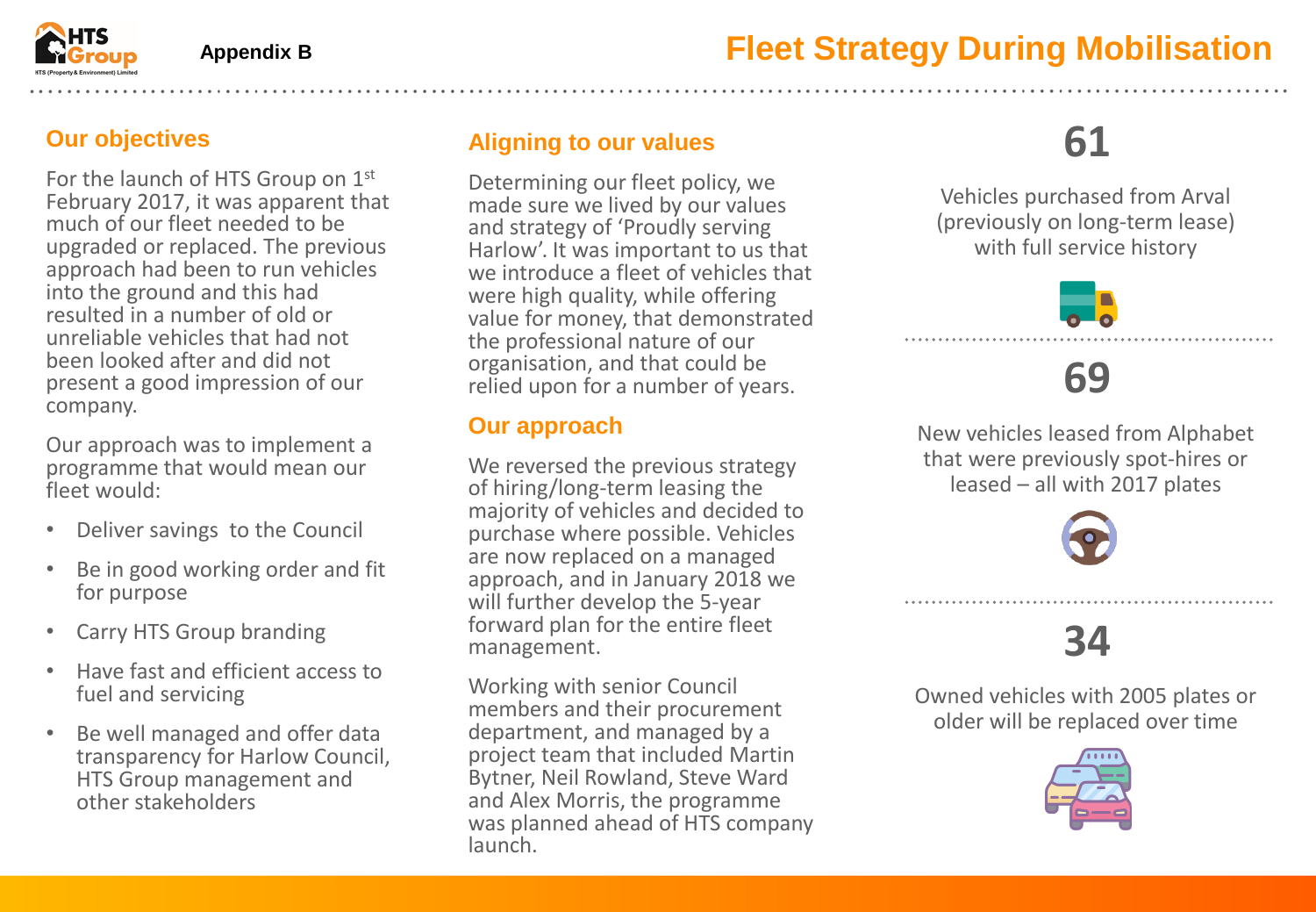Appendix B

# Fleet Strategy During Mobilisation

## Our objectives

For the launch of HTS Group on 1st February 2017, it was apparent that much of our fleet needed to be upgraded or replaced. The previous approach had been to run vehicles into the ground and this had resulted in a number of old or unreliable vehicles that had not been looked after and did not present a good impression of our company.

Our approach was to implement a programme that would mean our fleet would:

- Deliver savings to the Council
- Be in good working order and fit for purpose
- Carry HTS Group branding
- Have fast and efficient access to fuel and servicing
- Be well managed and offer data transparency for Harlow Council, HTS Group management and other stakeholders

## Aligning to our values

Determining our fleet policy, we made sure we lived by our values and strategy of 'Proudly serving Harlow'. It was important to us that we introduce a fleet of vehicles that were high quality, while offering value for money, that demonstrated the professional nature of our organisation, and that could be relied upon for a number of years.

## Our approach

We reversed the previous strategy of hiring/long-term leasing the majority of vehicles and decided to purchase where possible. Vehicles are now replaced on a managed approach, and in January 2018 we will further develop the 5-year forward plan for the entire fleet management.

Working with senior Council members and their procurement department, and managed by a project team that included Martin Bytner, Neil Rowland, Steve Ward and Alex Morris, the programme was planned ahead of HTS company launch.

**61**

Vehicles purchased from Arval (previously on long-term lease) with full service history

**69**

New vehicles leased from Alphabet that were previously spot-hires or leased – all with 2017 plates

**34**

Owned vehicles with 2005 plates or older will be replaced over time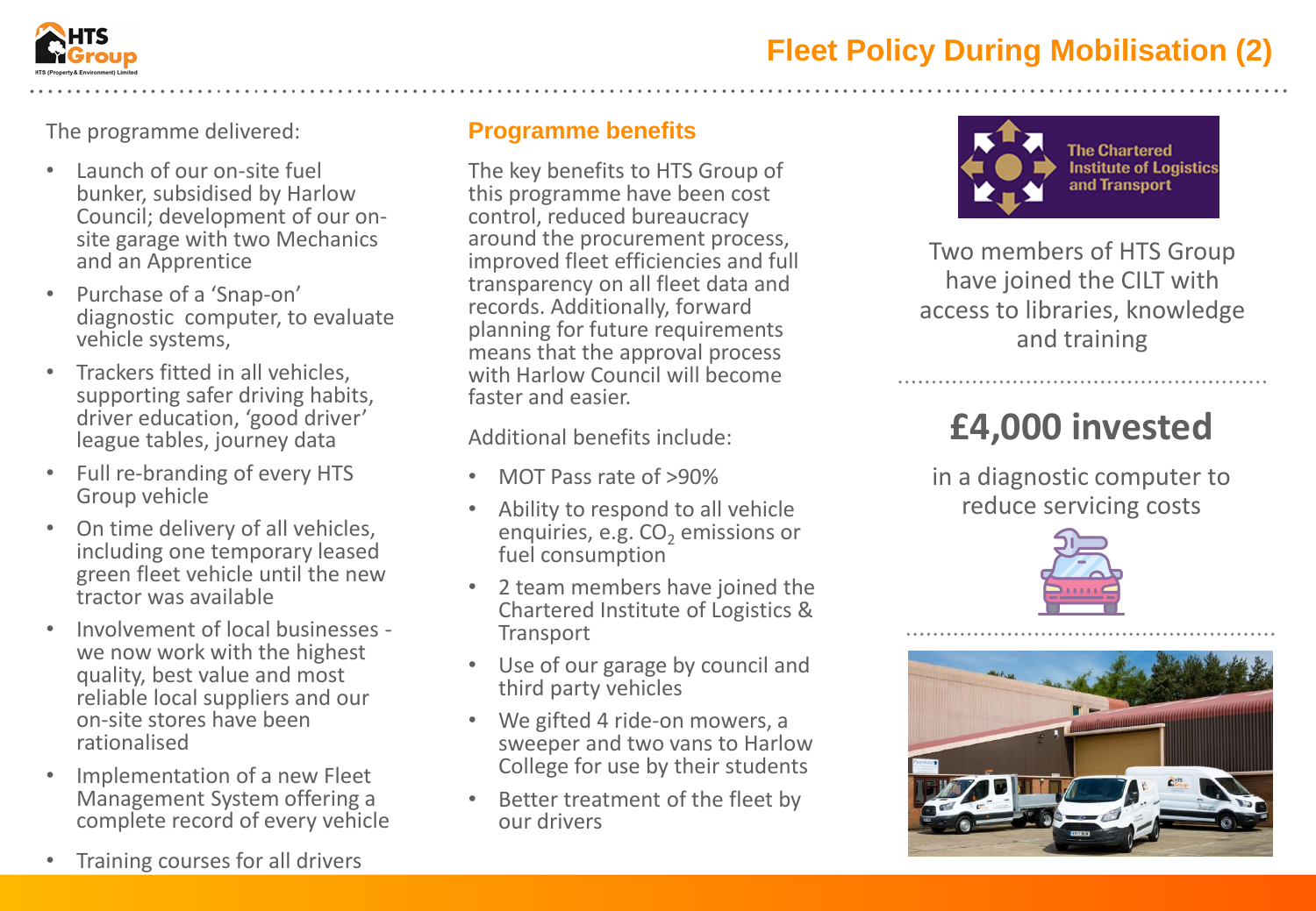# Fleet Policy During Mobilisation (2)

The programme delivered:

- Launch of our on-site fuel bunker, subsidised by Harlow Council; development of our on-site garage with two Mechanics and an Apprentice
- Purchase of a 'Snap-on' diagnostic computer, to evaluate vehicle systems,
- Trackers fitted in all vehicles, supporting safer driving habits, driver education, 'good driver' league tables, journey data
- Full re-branding of every HTS Group vehicle
- On time delivery of all vehicles, including one temporary leased green fleet vehicle until the new tractor was available
- Involvement of local businesses - we now work with the highest quality, best value and most reliable local suppliers and our on-site stores have been rationalised
- Implementation of a new Fleet Management System offering a complete record of every vehicle
- Training courses for all drivers

## Programme benefits

The key benefits to HTS Group of this programme have been cost control, reduced bureaucracy around the procurement process, improved fleet efficiencies and full transparency on all fleet data and records. Additionally, forward planning for future requirements means that the approval process with Harlow Council will become faster and easier.

Additional benefits include:

- MOT Pass rate of >90%
- Ability to respond to all vehicle enquiries, e.g. $CO_2$ emissions or fuel consumption
- 2 team members have joined the Chartered Institute of Logistics & Transport
- Use of our garage by council and third party vehicles
- We gifted 4 ride-on mowers, a sweeper and two vans to Harlow College for use by their students
- Better treatment of the fleet by our drivers

The Chartered Institute of Logistics and Transport

Two members of HTS Group have joined the CILT with access to libraries, knowledge and training

**£4,000 invested**

in a diagnostic computer to reduce servicing costs